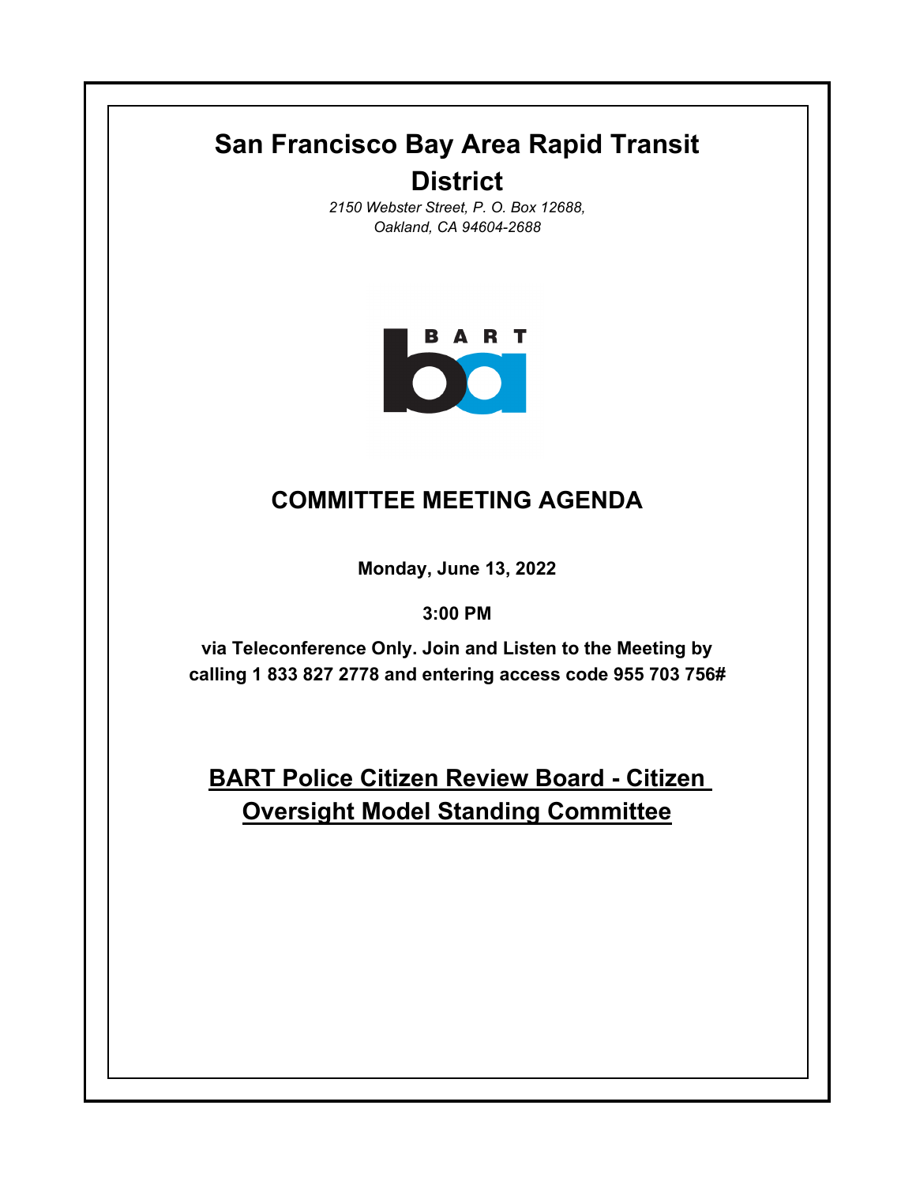# San Francisco Bay Area Rapid Transit District

*2150 Webster Street, P. O. Box 12688,*
*Oakland, CA 94604-2688*

## COMMITTEE MEETING AGENDA

**Monday, June 13, 2022**

**3:00 PM**

**via Teleconference Only. Join and Listen to the Meeting by calling 1 833 827 2778 and entering access code 955 703 756#**

## BART Police Citizen Review Board - Citizen Oversight Model Standing Committee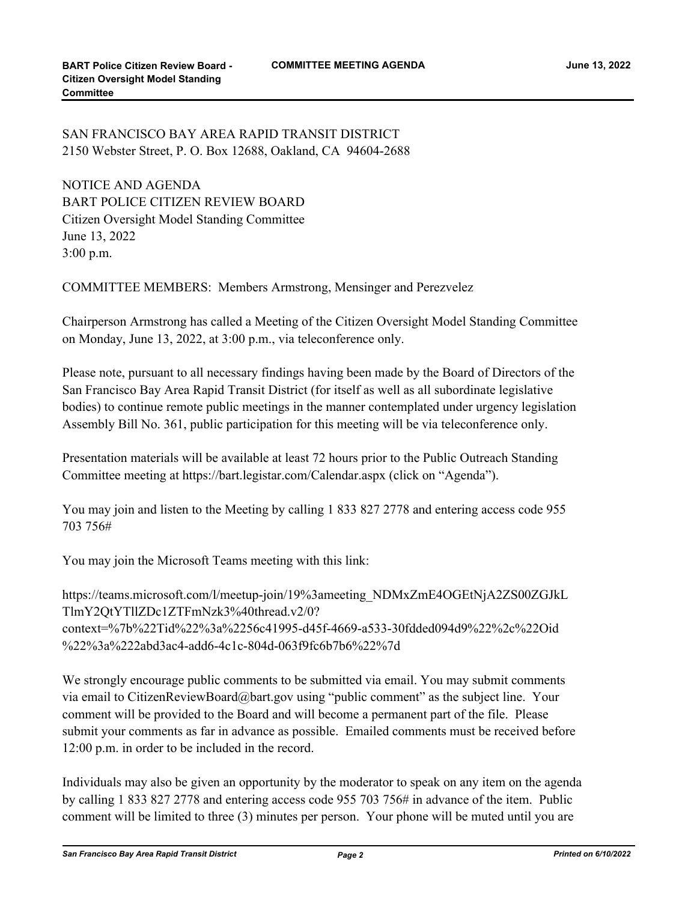SAN FRANCISCO BAY AREA RAPID TRANSIT DISTRICT
2150 Webster Street, P. O. Box 12688, Oakland, CA 94604-2688

NOTICE AND AGENDA
BART POLICE CITIZEN REVIEW BOARD
Citizen Oversight Model Standing Committee
June 13, 2022
3:00 p.m.

COMMITTEE MEMBERS: Members Armstrong, Mensinger and Perezvelez

Chairperson Armstrong has called a Meeting of the Citizen Oversight Model Standing Committee on Monday, June 13, 2022, at 3:00 p.m., via teleconference only.

Please note, pursuant to all necessary findings having been made by the Board of Directors of the San Francisco Bay Area Rapid Transit District (for itself as well as all subordinate legislative bodies) to continue remote public meetings in the manner contemplated under urgency legislation Assembly Bill No. 361, public participation for this meeting will be via teleconference only.

Presentation materials will be available at least 72 hours prior to the Public Outreach Standing Committee meeting at https://bart.legistar.com/Calendar.aspx (click on "Agenda").

You may join and listen to the Meeting by calling 1 833 827 2778 and entering access code 955 703 756#

You may join the Microsoft Teams meeting with this link:

https://teams.microsoft.com/l/meetup-join/19%3ameeting_NDMxZmE4OGEtNjA2ZS00ZGJkLTlmY2QtYTllZDc1ZTFmNzk3%40thread.v2/0?context=%7b%22Tid%22%3a%2256c41995-d45f-4669-a533-30fdded094d9%22%2c%22Oid%22%3a%222abd3ac4-add6-4c1c-804d-063f9fc6b7b6%22%7d

We strongly encourage public comments to be submitted via email. You may submit comments via email to CitizenReviewBoard@bart.gov using "public comment" as the subject line. Your comment will be provided to the Board and will become a permanent part of the file. Please submit your comments as far in advance as possible. Emailed comments must be received before 12:00 p.m. in order to be included in the record.

Individuals may also be given an opportunity by the moderator to speak on any item on the agenda by calling 1 833 827 2778 and entering access code 955 703 756# in advance of the item. Public comment will be limited to three (3) minutes per person. Your phone will be muted until you are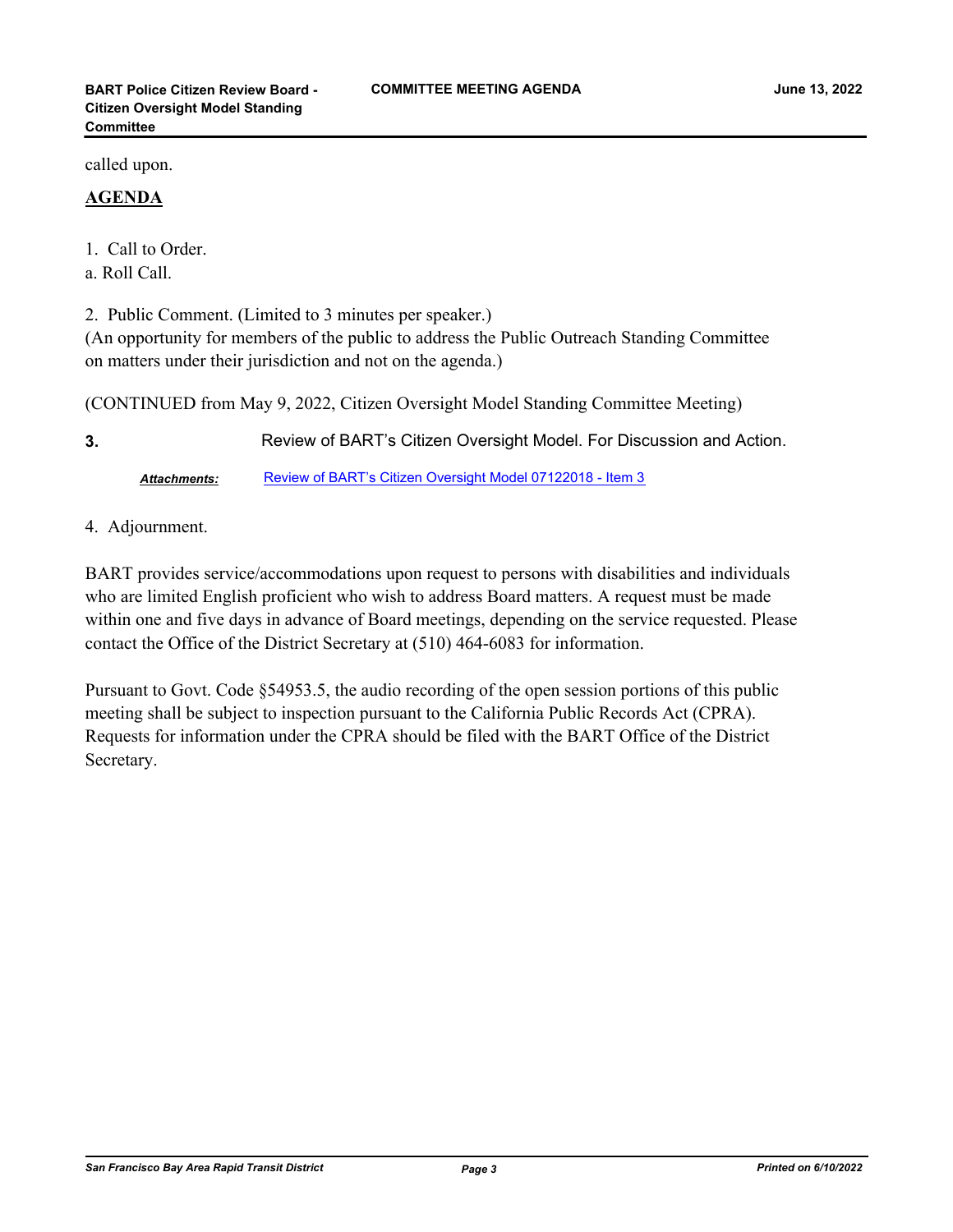called upon.

**AGENDA**

1. Call to Order.
a. Roll Call.

2. Public Comment. (Limited to 3 minutes per speaker.)
(An opportunity for members of the public to address the Public Outreach Standing Committee on matters under their jurisdiction and not on the agenda.)

(CONTINUED from May 9, 2022, Citizen Oversight Model Standing Committee Meeting)

**3.** Review of BART's Citizen Oversight Model. For Discussion and Action.

***Attachments:*** Review of BART's Citizen Oversight Model 07122018 - Item 3

4. Adjournment.

BART provides service/accommodations upon request to persons with disabilities and individuals who are limited English proficient who wish to address Board matters. A request must be made within one and five days in advance of Board meetings, depending on the service requested. Please contact the Office of the District Secretary at (510) 464-6083 for information.

Pursuant to Govt. Code §54953.5, the audio recording of the open session portions of this public meeting shall be subject to inspection pursuant to the California Public Records Act (CPRA). Requests for information under the CPRA should be filed with the BART Office of the District Secretary.